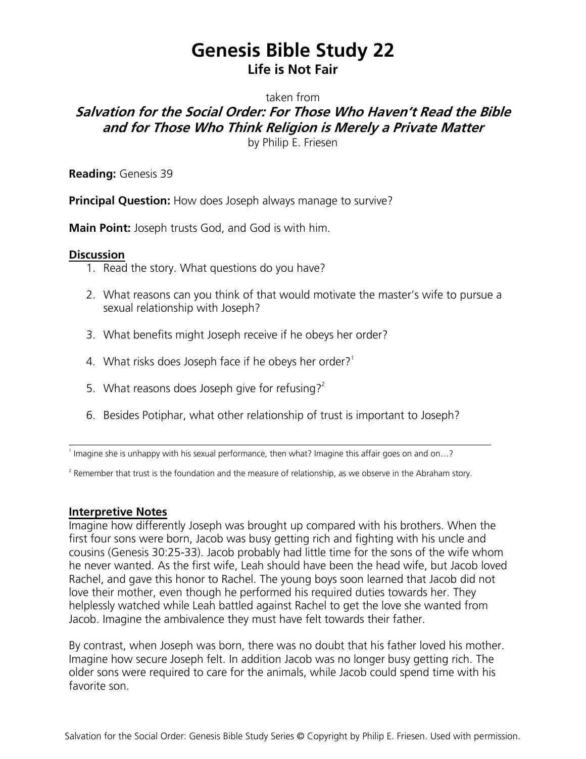# Genesis Bible Study 22

## Life is Not Fair

taken from

***Salvation for the Social Order: For Those Who Haven't Read the Bible and for Those Who Think Religion is Merely a Private Matter***

by Philip E. Friesen

**Reading:** Genesis 39

**Principal Question:** How does Joseph always manage to survive?

**Main Point:** Joseph trusts God, and God is with him.

### Discussion

1. Read the story. What questions do you have?

2. What reasons can you think of that would motivate the master's wife to pursue a sexual relationship with Joseph?

3. What benefits might Joseph receive if he obeys her order?

4. What risks does Joseph face if he obeys her order?[1]

5. What reasons does Joseph give for refusing?[2]

6. Besides Potiphar, what other relationship of trust is important to Joseph?

---

[1] Imagine she is unhappy with his sexual performance, then what? Imagine this affair goes on and on…?

[2] Remember that trust is the foundation and the measure of relationship, as we observe in the Abraham story.

### Interpretive Notes

Imagine how differently Joseph was brought up compared with his brothers. When the first four sons were born, Jacob was busy getting rich and fighting with his uncle and cousins (Genesis 30:25-33). Jacob probably had little time for the sons of the wife whom he never wanted. As the first wife, Leah should have been the head wife, but Jacob loved Rachel, and gave this honor to Rachel. The young boys soon learned that Jacob did not love their mother, even though he performed his required duties towards her. They helplessly watched while Leah battled against Rachel to get the love she wanted from Jacob. Imagine the ambivalence they must have felt towards their father.

By contrast, when Joseph was born, there was no doubt that his father loved his mother. Imagine how secure Joseph felt. In addition Jacob was no longer busy getting rich. The older sons were required to care for the animals, while Jacob could spend time with his favorite son.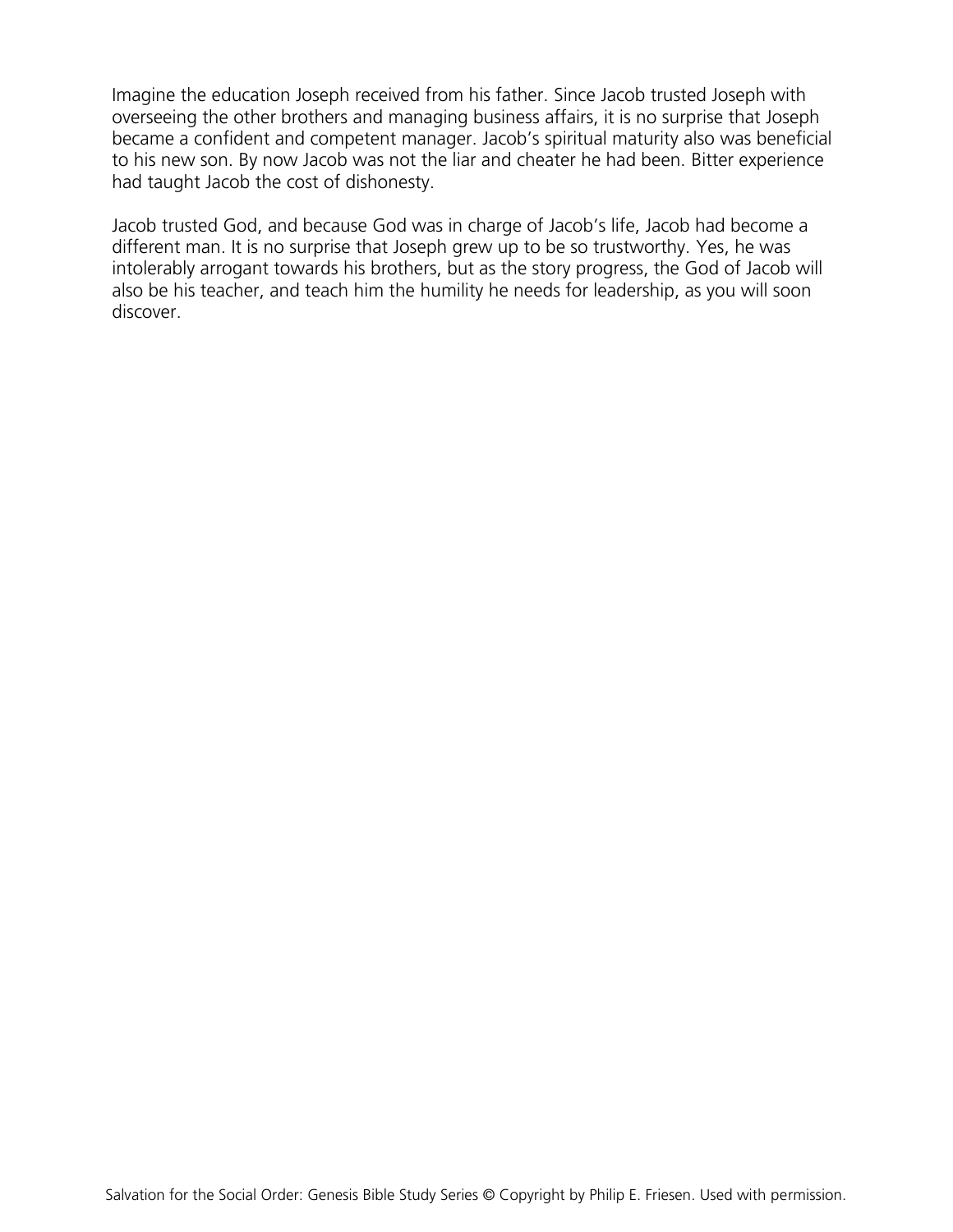Imagine the education Joseph received from his father. Since Jacob trusted Joseph with overseeing the other brothers and managing business affairs, it is no surprise that Joseph became a confident and competent manager. Jacob's spiritual maturity also was beneficial to his new son. By now Jacob was not the liar and cheater he had been. Bitter experience had taught Jacob the cost of dishonesty.

Jacob trusted God, and because God was in charge of Jacob's life, Jacob had become a different man. It is no surprise that Joseph grew up to be so trustworthy. Yes, he was intolerably arrogant towards his brothers, but as the story progress, the God of Jacob will also be his teacher, and teach him the humility he needs for leadership, as you will soon discover.

Salvation for the Social Order: Genesis Bible Study Series © Copyright by Philip E. Friesen. Used with permission.